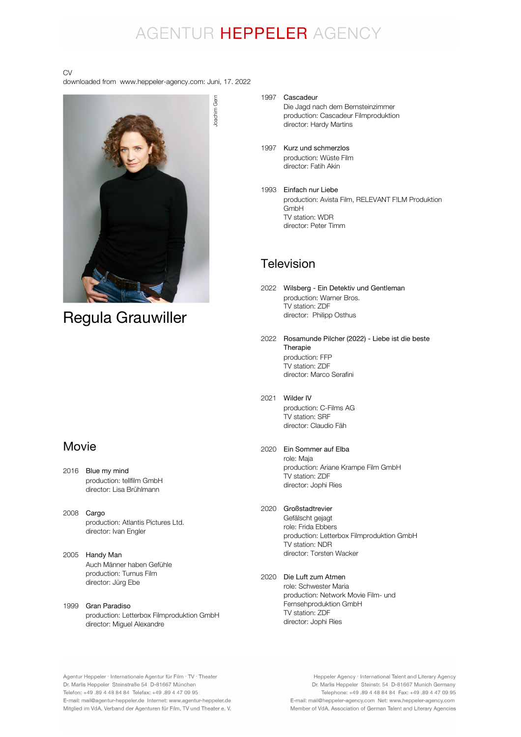# AGENTUR HEPPELER AGENCY

CV
downloaded from www.heppeler-agency.com: Juni, 17. 2022

Joachim Gern

# Regula Grauwiller

## Movie

2016 **Blue my mind**
production: tellfilm GmbH
director: Lisa Brühlmann

2008 **Cargo**
production: Atlantis Pictures Ltd.
director: Ivan Engler

2005 **Handy Man**
Auch Männer haben Gefühle
production: Turnus Film
director: Jürg Ebe

1999 **Gran Paradiso**
production: Letterbox Filmproduktion GmbH
director: Miguel Alexandre

1997 **Cascadeur**
Die Jagd nach dem Bernsteinzimmer
production: Cascadeur Filmproduktion
director: Hardy Martins

1997 **Kurz und schmerzlos**
production: Wüste Film
director: Fatih Akin

1993 **Einfach nur Liebe**
production: Avista Film, RELEVANT F!LM Produktion GmbH
TV station: WDR
director: Peter Timm

## Television

2022 **Wilsberg - Ein Detektiv und Gentleman**
production: Warner Bros.
TV station: ZDF
director: Philipp Osthus

2022 **Rosamunde Pilcher (2022) - Liebe ist die beste Therapie**
production: FFP
TV station: ZDF
director: Marco Serafini

2021 **Wilder IV**
production: C-Films AG
TV station: SRF
director: Claudio Fäh

2020 **Ein Sommer auf Elba**
role: Maja
production: Ariane Krampe Film GmbH
TV station: ZDF
director: Jophi Ries

2020 **Großstadtrevier**
Gefälscht gejagt
role: Frida Ebbers
production: Letterbox Filmproduktion GmbH
TV station: NDR
director: Torsten Wacker

2020 **Die Luft zum Atmen**
role: Schwester Maria
production: Network Movie Film- und Fernsehproduktion GmbH
TV station: ZDF
director: Jophi Ries

Agentur Heppeler · Internationale Agentur für Film · TV · Theater
Dr. Marlis Heppeler Steinstraße 54 D-81667 München
Telefon: +49 .89 4 48 84 84 Telefax: +49 .89 4 47 09 95
E-mail: mail@agentur-heppeler.de Internet: www.agentur-heppeler.de
Mitglied im VdA, Verband der Agenturen für Film, TV und Theater e. V.

Heppeler Agency · International Talent and Literary Agency
Dr. Marlis Heppeler Steinstr. 54 D-81667 Munich Germany
Telephone: +49 .89 4 48 84 84 Fax: +49 .89 4 47 09 95
E-mail: mail@heppeler-agency.com Net: www.heppeler-agency.com
Member of VdA, Association of German Talent and Literary Agencies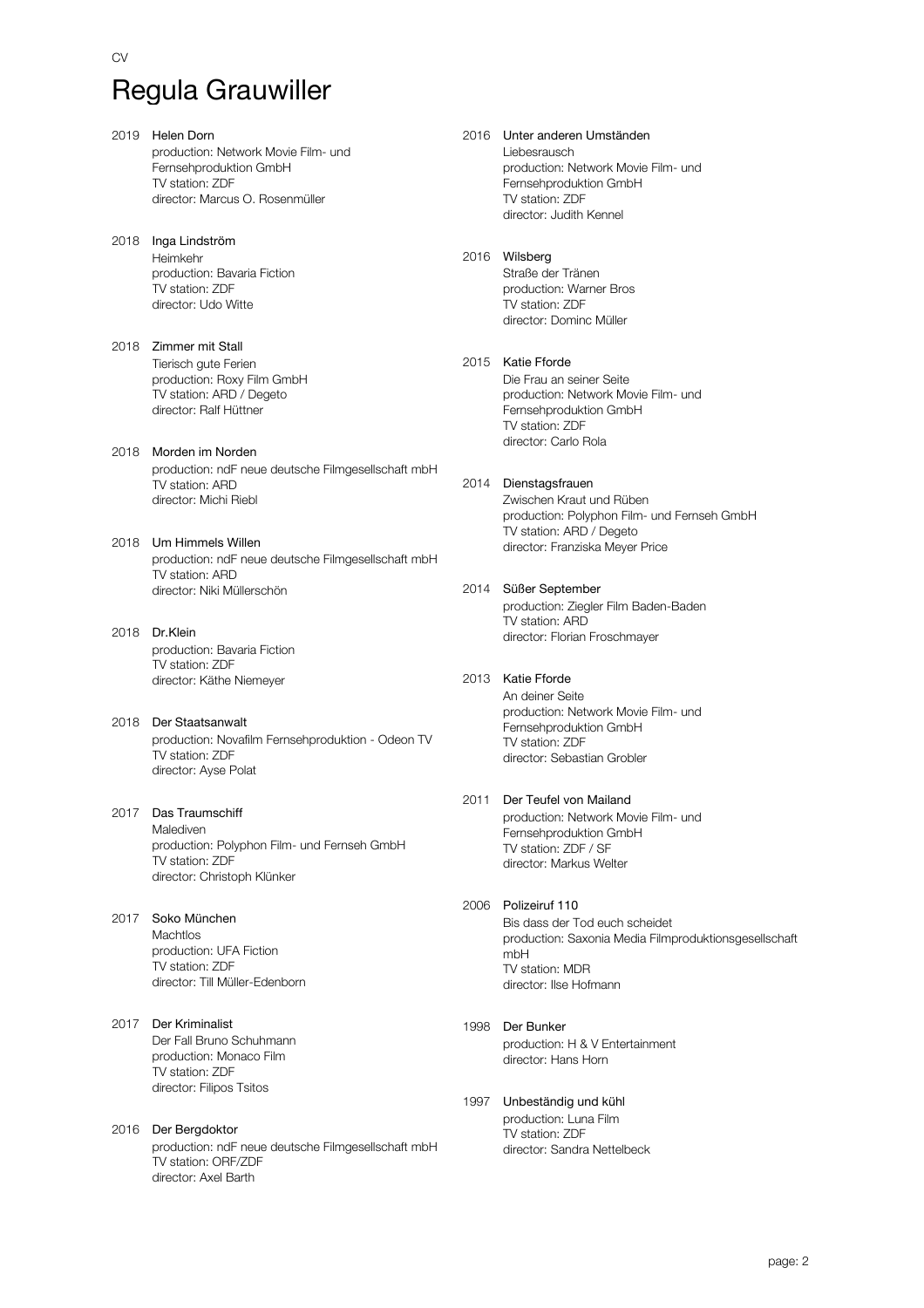CV

# Regula Grauwiller

2019 **Helen Dorn**
production: Network Movie Film- und Fernsehproduktion GmbH
TV station: ZDF
director: Marcus O. Rosenmüller

2018 **Inga Lindström**
Heimkehr
production: Bavaria Fiction
TV station: ZDF
director: Udo Witte

2018 **Zimmer mit Stall**
Tierisch gute Ferien
production: Roxy Film GmbH
TV station: ARD / Degeto
director: Ralf Hüttner

2018 **Morden im Norden**
production: ndF neue deutsche Filmgesellschaft mbH
TV station: ARD
director: Michi Riebl

2018 **Um Himmels Willen**
production: ndF neue deutsche Filmgesellschaft mbH
TV station: ARD
director: Niki Müllerschön

2018 **Dr.Klein**
production: Bavaria Fiction
TV station: ZDF
director: Käthe Niemeyer

2018 **Der Staatsanwalt**
production: Novafilm Fernsehproduktion - Odeon TV
TV station: ZDF
director: Ayse Polat

2017 **Das Traumschiff**
Malediven
production: Polyphon Film- und Fernseh GmbH
TV station: ZDF
director: Christoph Klünker

2017 **Soko München**
Machtlos
production: UFA Fiction
TV station: ZDF
director: Till Müller-Edenborn

2017 **Der Kriminalist**
Der Fall Bruno Schuhmann
production: Monaco Film
TV station: ZDF
director: Filipos Tsitos

2016 **Der Bergdoktor**
production: ndF neue deutsche Filmgesellschaft mbH
TV station: ORF/ZDF
director: Axel Barth

2016 **Unter anderen Umständen**
Liebesrausch
production: Network Movie Film- und Fernsehproduktion GmbH
TV station: ZDF
director: Judith Kennel

2016 **Wilsberg**
Straße der Tränen
production: Warner Bros
TV station: ZDF
director: Dominc Müller

2015 **Katie Fforde**
Die Frau an seiner Seite
production: Network Movie Film- und Fernsehproduktion GmbH
TV station: ZDF
director: Carlo Rola

2014 **Dienstagsfrauen**
Zwischen Kraut und Rüben
production: Polyphon Film- und Fernseh GmbH
TV station: ARD / Degeto
director: Franziska Meyer Price

2014 **Süßer September**
production: Ziegler Film Baden-Baden
TV station: ARD
director: Florian Froschmayer

2013 **Katie Fforde**
An deiner Seite
production: Network Movie Film- und Fernsehproduktion GmbH
TV station: ZDF
director: Sebastian Grobler

2011 **Der Teufel von Mailand**
production: Network Movie Film- und Fernsehproduktion GmbH
TV station: ZDF / SF
director: Markus Welter

2006 **Polizeiruf 110**
Bis dass der Tod euch scheidet
production: Saxonia Media Filmproduktionsgesellschaft mbH
TV station: MDR
director: Ilse Hofmann

1998 **Der Bunker**
production: H & V Entertainment
director: Hans Horn

1997 **Unbeständig und kühl**
production: Luna Film
TV station: ZDF
director: Sandra Nettelbeck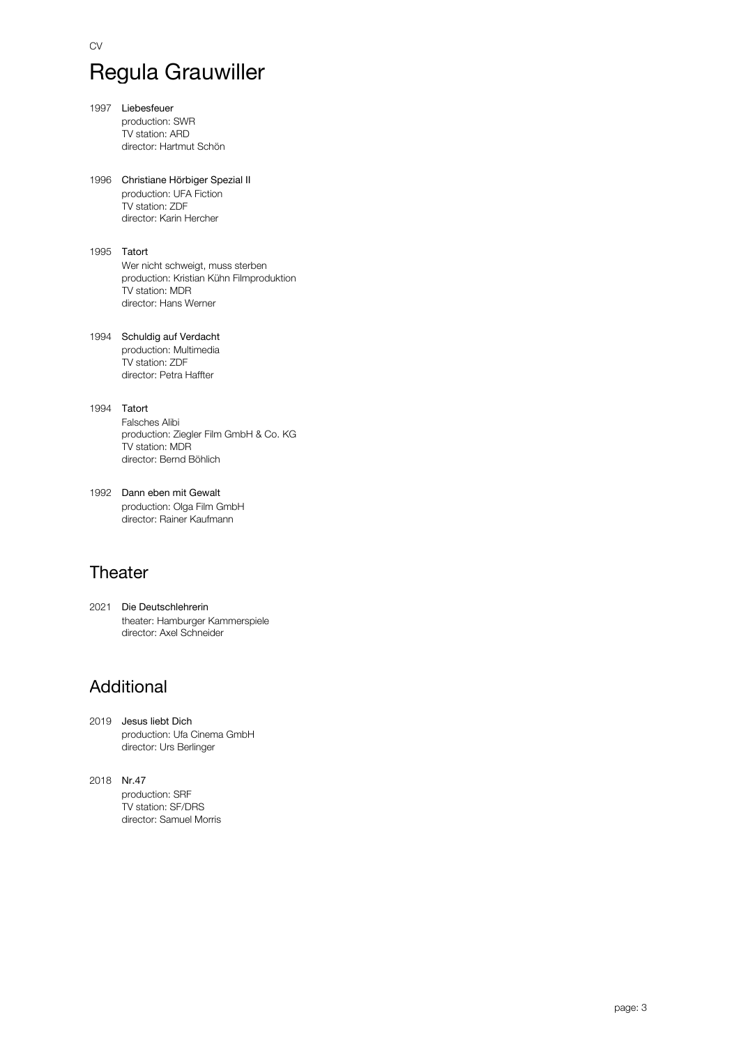CV

# Regula Grauwiller

1997 Liebesfeuer
production: SWR
TV station: ARD
director: Hartmut Schön

1996 Christiane Hörbiger Spezial II
production: UFA Fiction
TV station: ZDF
director: Karin Hercher

1995 Tatort
Wer nicht schweigt, muss sterben
production: Kristian Kühn Filmproduktion
TV station: MDR
director: Hans Werner

1994 Schuldig auf Verdacht
production: Multimedia
TV station: ZDF
director: Petra Haffter

1994 Tatort
Falsches Alibi
production: Ziegler Film GmbH & Co. KG
TV station: MDR
director: Bernd Böhlich

1992 Dann eben mit Gewalt
production: Olga Film GmbH
director: Rainer Kaufmann

## Theater

2021 Die Deutschlehrerin
theater: Hamburger Kammerspiele
director: Axel Schneider

## Additional

2019 Jesus liebt Dich
production: Ufa Cinema GmbH
director: Urs Berlinger

2018 Nr.47
production: SRF
TV station: SF/DRS
director: Samuel Morris